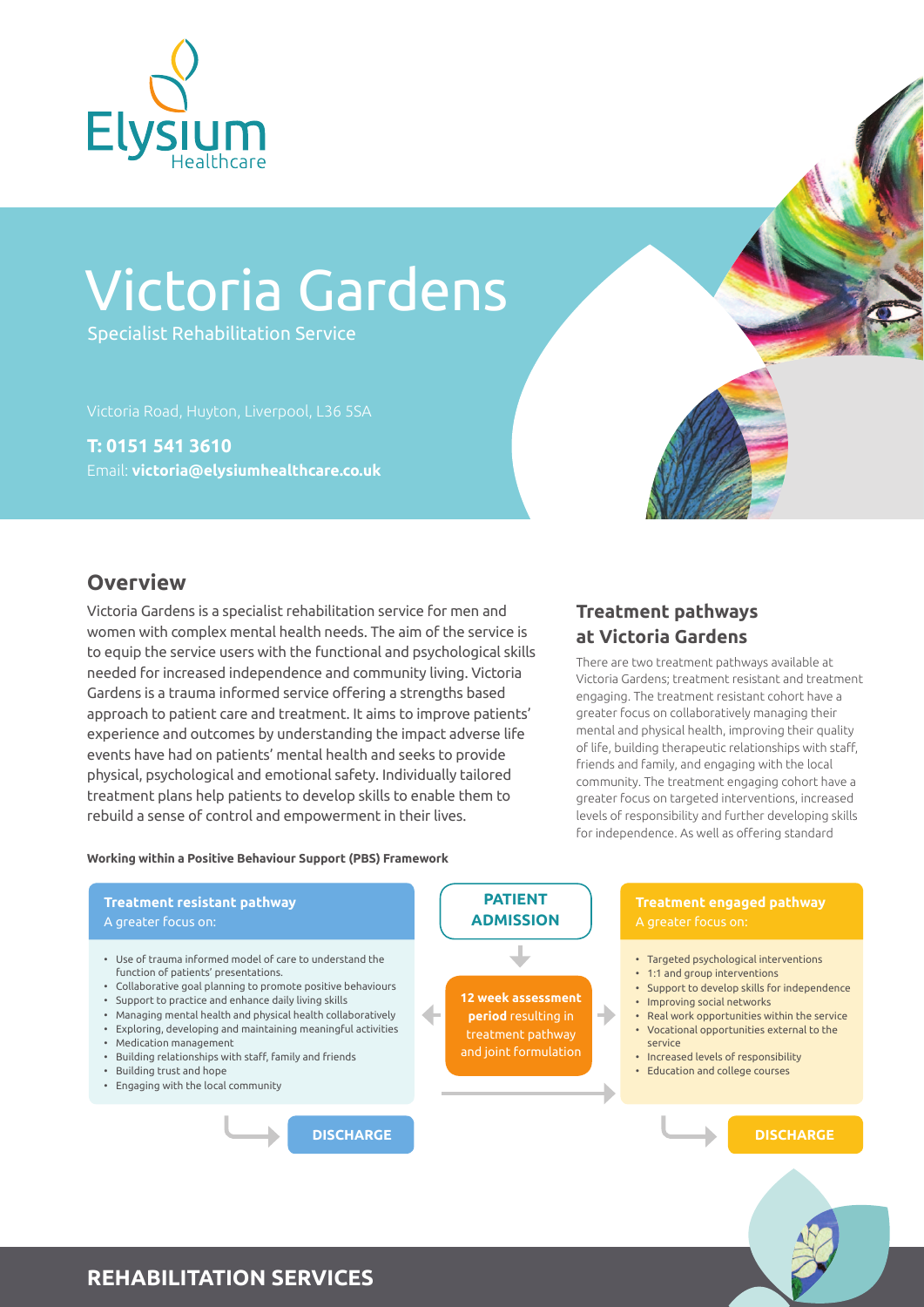Elysium Healthcare

# Victoria Gardens

Specialist Rehabilitation Service

Victoria Road, Huyton, Liverpool, L36 5SA

**T: 0151 541 3610**

Email: **victoria@elysiumhealthcare.co.uk**

## Overview

Victoria Gardens is a specialist rehabilitation service for men and women with complex mental health needs. The aim of the service is to equip the service users with the functional and psychological skills needed for increased independence and community living. Victoria Gardens is a trauma informed service offering a strengths based approach to patient care and treatment. It aims to improve patients' experience and outcomes by understanding the impact adverse life events have had on patients' mental health and seeks to provide physical, psychological and emotional safety. Individually tailored treatment plans help patients to develop skills to enable them to rebuild a sense of control and empowerment in their lives.

## Treatment pathways at Victoria Gardens

There are two treatment pathways available at Victoria Gardens; treatment resistant and treatment engaging. The treatment resistant cohort have a greater focus on collaboratively managing their mental and physical health, improving their quality of life, building therapeutic relationships with staff, friends and family, and engaging with the local community. The treatment engaging cohort have a greater focus on targeted interventions, increased levels of responsibility and further developing skills for independence. As well as offering standard

**Working within a Positive Behaviour Support (PBS) Framework**

**PATIENT ADMISSION**

**12 week assessment period** resulting in treatment pathway and joint formulation

### Treatment resistant pathway

A greater focus on:

- Use of trauma informed model of care to understand the function of patients' presentations.
- Collaborative goal planning to promote positive behaviours
- Support to practice and enhance daily living skills
- Managing mental health and physical health collaboratively
- Exploring, developing and maintaining meaningful activities
- Medication management
- Building relationships with staff, family and friends
- Building trust and hope
- Engaging with the local community

**DISCHARGE**

### Treatment engaged pathway

A greater focus on:

- Targeted psychological interventions
- 1:1 and group interventions
- Support to develop skills for independence
- Improving social networks
- Real work opportunities within the service
- Vocational opportunities external to the service
- Increased levels of responsibility
- Education and college courses

**DISCHARGE**

## REHABILITATION SERVICES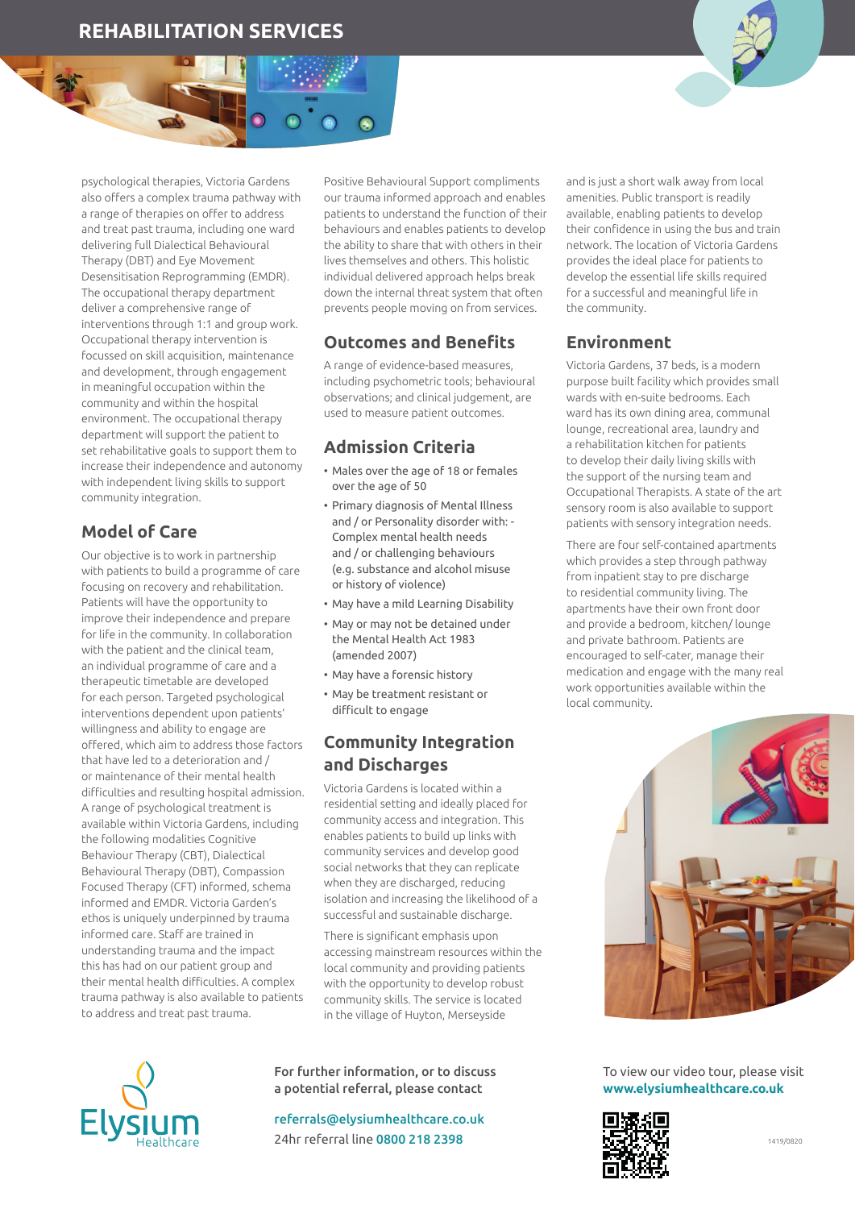# REHABILITATION SERVICES

psychological therapies, Victoria Gardens also offers a complex trauma pathway with a range of therapies on offer to address and treat past trauma, including one ward delivering full Dialectical Behavioural Therapy (DBT) and Eye Movement Desensitisation Reprogramming (EMDR). The occupational therapy department deliver a comprehensive range of interventions through 1:1 and group work. Occupational therapy intervention is focussed on skill acquisition, maintenance and development, through engagement in meaningful occupation within the community and within the hospital environment. The occupational therapy department will support the patient to set rehabilitative goals to support them to increase their independence and autonomy with independent living skills to support community integration.

## Model of Care

Our objective is to work in partnership with patients to build a programme of care focusing on recovery and rehabilitation. Patients will have the opportunity to improve their independence and prepare for life in the community. In collaboration with the patient and the clinical team, an individual programme of care and a therapeutic timetable are developed for each person. Targeted psychological interventions dependent upon patients' willingness and ability to engage are offered, which aim to address those factors that have led to a deterioration and / or maintenance of their mental health difficulties and resulting hospital admission. A range of psychological treatment is available within Victoria Gardens, including the following modalities Cognitive Behaviour Therapy (CBT), Dialectical Behavioural Therapy (DBT), Compassion Focused Therapy (CFT) informed, schema informed and EMDR. Victoria Garden's ethos is uniquely underpinned by trauma informed care. Staff are trained in understanding trauma and the impact this has had on our patient group and their mental health difficulties. A complex trauma pathway is also available to patients to address and treat past trauma.

Positive Behavioural Support compliments our trauma informed approach and enables patients to understand the function of their behaviours and enables patients to develop the ability to share that with others in their lives themselves and others. This holistic individual delivered approach helps break down the internal threat system that often prevents people moving on from services.

## Outcomes and Benefits

A range of evidence-based measures, including psychometric tools; behavioural observations; and clinical judgement, are used to measure patient outcomes.

## Admission Criteria

- Males over the age of 18 or females over the age of 50
- Primary diagnosis of Mental Illness and / or Personality disorder with: - Complex mental health needs and / or challenging behaviours (e.g. substance and alcohol misuse or history of violence)
- May have a mild Learning Disability
- May or may not be detained under the Mental Health Act 1983 (amended 2007)
- May have a forensic history
- May be treatment resistant or difficult to engage

## Community Integration and Discharges

Victoria Gardens is located within a residential setting and ideally placed for community access and integration. This enables patients to build up links with community services and develop good social networks that they can replicate when they are discharged, reducing isolation and increasing the likelihood of a successful and sustainable discharge.

There is significant emphasis upon accessing mainstream resources within the local community and providing patients with the opportunity to develop robust community skills. The service is located in the village of Huyton, Merseyside and is just a short walk away from local amenities. Public transport is readily available, enabling patients to develop their confidence in using the bus and train network. The location of Victoria Gardens provides the ideal place for patients to develop the essential life skills required for a successful and meaningful life in the community.

## Environment

Victoria Gardens, 37 beds, is a modern purpose built facility which provides small wards with en-suite bedrooms. Each ward has its own dining area, communal lounge, recreational area, laundry and a rehabilitation kitchen for patients to develop their daily living skills with the support of the nursing team and Occupational Therapists. A state of the art sensory room is also available to support patients with sensory integration needs.

There are four self-contained apartments which provides a step through pathway from inpatient stay to pre discharge to residential community living. The apartments have their own front door and provide a bedroom, kitchen/ lounge and private bathroom. Patients are encouraged to self-cater, manage their medication and engage with the many real work opportunities available within the local community.

Elysium Healthcare

For further information, or to discuss a potential referral, please contact

referrals@elysiumhealthcare.co.uk
24hr referral line 0800 218 2398

To view our video tour, please visit **www.elysiumhealthcare.co.uk**

1419/0820